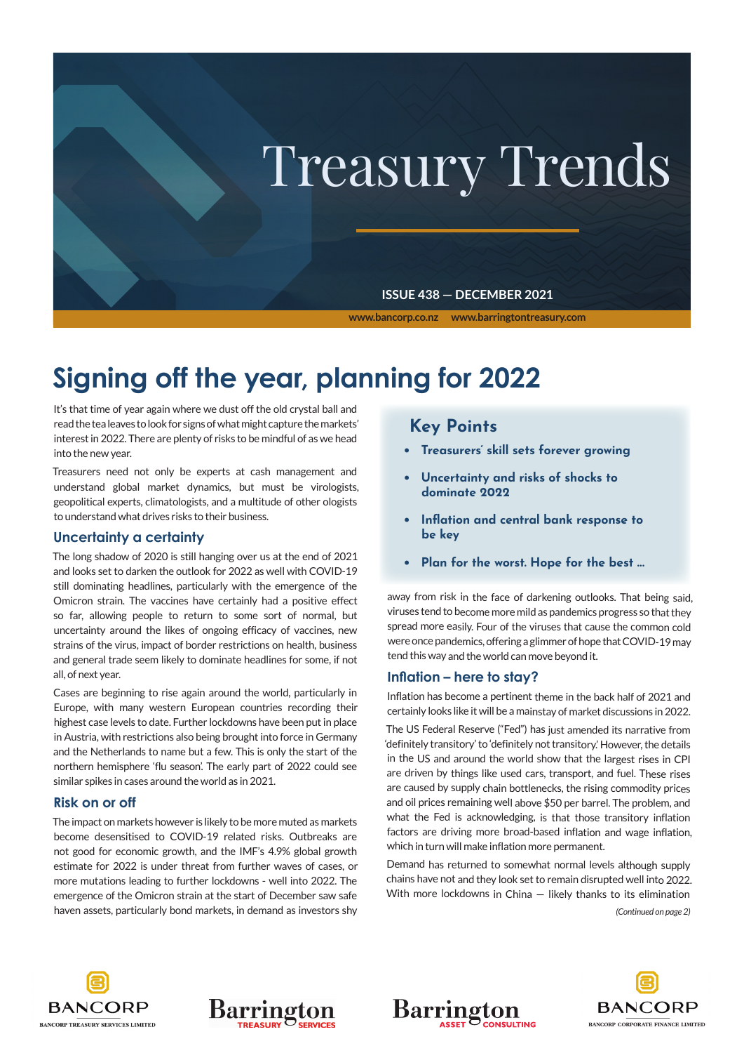# Treasury Trends

ISSUE 438 — DECEMBER 2021

www.bancorp.co.nz www.barringtontreasury.com

## Signing off the year, planning for 2022

It's that time of year again where we dust off the old crystal ball and read the tea leaves to look for signs of what might capture the markets' interest in 2022. There are plenty of risks to be mindful of as we head into the new year.

Treasurers need not only be experts at cash management and understand global market dynamics, but must be virologists, geopolitical experts, climatologists, and a multitude of other ologists to understand what drives risks to their business.

### Key Points

- **Treasurers' skill sets forever growing**
- **Uncertainty and risks of shocks to dominate 2022**
- **Inflation and central bank response to be key**
- **Plan for the worst. Hope for the best …**

### Uncertainty a certainty

The long shadow of 2020 is still hanging over us at the end of 2021 and looks set to darken the outlook for 2022 as well with COVID-19 still dominating headlines, particularly with the emergence of the Omicron strain. The vaccines have certainly had a positive effect so far, allowing people to return to some sort of normal, but uncertainty around the likes of ongoing efficacy of vaccines, new strains of the virus, impact of border restrictions on health, business and general trade seem likely to dominate headlines for some, if not all, of next year.

Cases are beginning to rise again around the world, particularly in Europe, with many western European countries recording their highest case levels to date. Further lockdowns have been put in place in Austria, with restrictions also being brought into force in Germany and the Netherlands to name but a few. This is only the start of the northern hemisphere 'flu season'. The early part of 2022 could see similar spikes in cases around the world as in 2021.

### Risk on or off

The impact on markets however is likely to be more muted as markets become desensitised to COVID-19 related risks. Outbreaks are not good for economic growth, and the IMF's 4.9% global growth estimate for 2022 is under threat from further waves of cases, or more mutations leading to further lockdowns - well into 2022. The emergence of the Omicron strain at the start of December saw safe haven assets, particularly bond markets, in demand as investors shy away from risk in the face of darkening outlooks. That being said, viruses tend to become more mild as pandemics progress so that they spread more easily. Four of the viruses that cause the common cold were once pandemics, offering a glimmer of hope that COVID-19 may tend this way and the world can move beyond it.

### Inflation – here to stay?

Inflation has become a pertinent theme in the back half of 2021 and certainly looks like it will be a mainstay of market discussions in 2022.

The US Federal Reserve ("Fed") has just amended its narrative from 'definitely transitory' to 'definitely not transitory.' However, the details in the US and around the world show that the largest rises in CPI are driven by things like used cars, transport, and fuel. These rises are caused by supply chain bottlenecks, the rising commodity prices and oil prices remaining well above $50 per barrel. The problem, and what the Fed is acknowledging, is that those transitory inflation factors are driving more broad-based inflation and wage inflation, which in turn will make inflation more permanent.

Demand has returned to somewhat normal levels although supply chains have not and they look set to remain disrupted well into 2022. With more lockdowns in China — likely thanks to its elimination

*(Continued on page 2)*

BANCORP — BANCORP TREASURY SERVICES LIMITED | Barrington TREASURY SERVICES | Barrington ASSET CONSULTING | BANCORP — BANCORP CORPORATE FINANCE LIMITED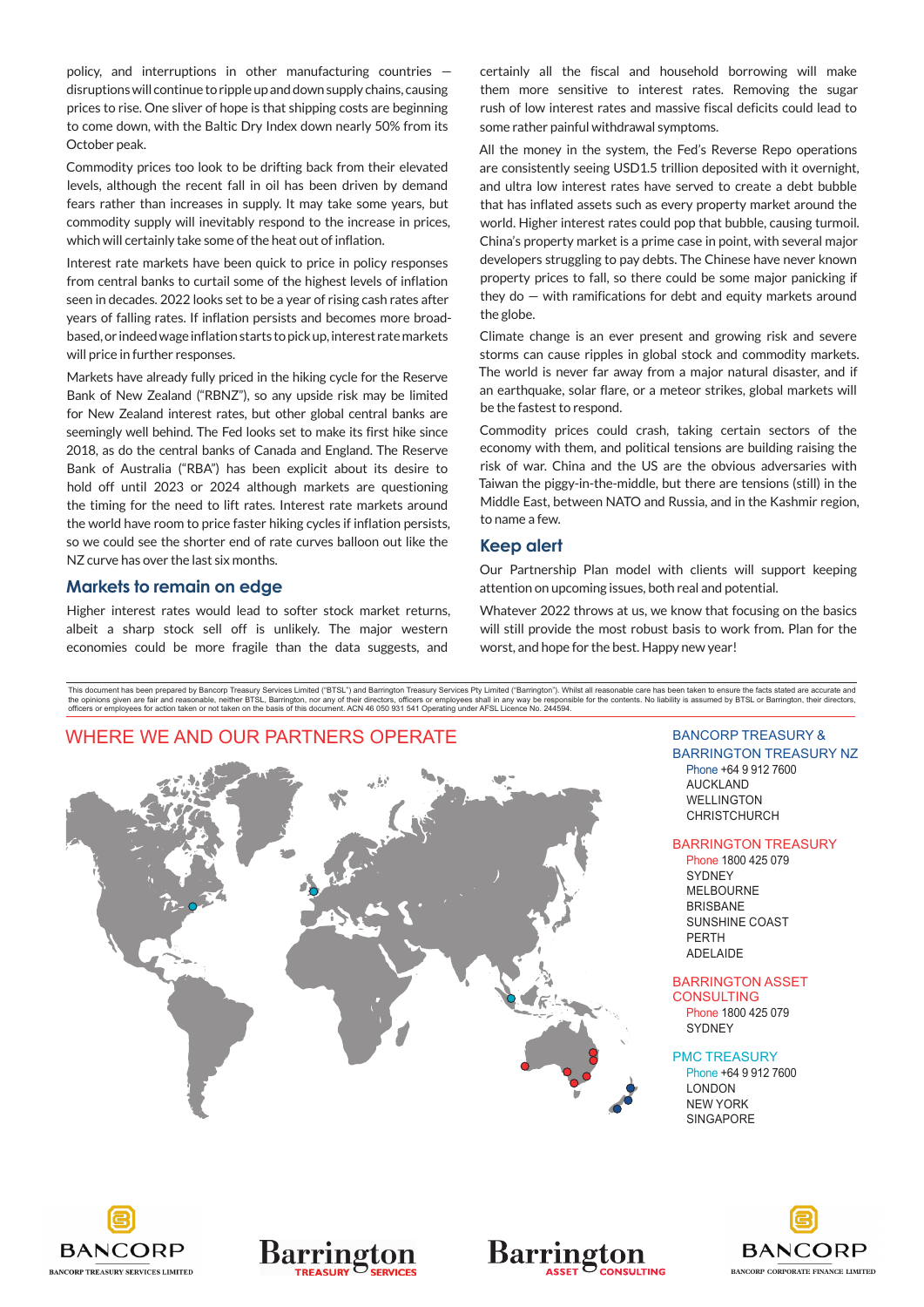policy, and interruptions in other manufacturing countries — disruptions will continue to ripple up and down supply chains, causing prices to rise. One sliver of hope is that shipping costs are beginning to come down, with the Baltic Dry Index down nearly 50% from its October peak.

Commodity prices too look to be drifting back from their elevated levels, although the recent fall in oil has been driven by demand fears rather than increases in supply. It may take some years, but commodity supply will inevitably respond to the increase in prices, which will certainly take some of the heat out of inflation.

Interest rate markets have been quick to price in policy responses from central banks to curtail some of the highest levels of inflation seen in decades. 2022 looks set to be a year of rising cash rates after years of falling rates. If inflation persists and becomes more broad-based, or indeed wage inflation starts to pick up, interest rate markets will price in further responses.

Markets have already fully priced in the hiking cycle for the Reserve Bank of New Zealand ("RBNZ"), so any upside risk may be limited for New Zealand interest rates, but other global central banks are seemingly well behind. The Fed looks set to make its first hike since 2018, as do the central banks of Canada and England. The Reserve Bank of Australia ("RBA") has been explicit about its desire to hold off until 2023 or 2024 although markets are questioning the timing for the need to lift rates. Interest rate markets around the world have room to price faster hiking cycles if inflation persists, so we could see the shorter end of rate curves balloon out like the NZ curve has over the last six months.

## Markets to remain on edge

Higher interest rates would lead to softer stock market returns, albeit a sharp stock sell off is unlikely. The major western economies could be more fragile than the data suggests, and certainly all the fiscal and household borrowing will make them more sensitive to interest rates. Removing the sugar rush of low interest rates and massive fiscal deficits could lead to some rather painful withdrawal symptoms.

All the money in the system, the Fed's Reverse Repo operations are consistently seeing USD1.5 trillion deposited with it overnight, and ultra low interest rates have served to create a debt bubble that has inflated assets such as every property market around the world. Higher interest rates could pop that bubble, causing turmoil. China's property market is a prime case in point, with several major developers struggling to pay debts. The Chinese have never known property prices to fall, so there could be some major panicking if they do — with ramifications for debt and equity markets around the globe.

Climate change is an ever present and growing risk and severe storms can cause ripples in global stock and commodity markets. The world is never far away from a major natural disaster, and if an earthquake, solar flare, or a meteor strikes, global markets will be the fastest to respond.

Commodity prices could crash, taking certain sectors of the economy with them, and political tensions are building raising the risk of war. China and the US are the obvious adversaries with Taiwan the piggy-in-the-middle, but there are tensions (still) in the Middle East, between NATO and Russia, and in the Kashmir region, to name a few.

## Keep alert

Our Partnership Plan model with clients will support keeping attention on upcoming issues, both real and potential.

Whatever 2022 throws at us, we know that focusing on the basics will still provide the most robust basis to work from. Plan for the worst, and hope for the best. Happy new year!

This document has been prepared by Bancorp Treasury Services Limited ("BTSL") and Barrington Treasury Services Pty Limited ("Barrington"). Whilst all reasonable care has been taken to ensure the facts stated are accurate and the opinions given are fair and reasonable, neither BTSL, Barrington, nor any of their directors, officers or employees shall in any way be responsible for the contents. No liability is assumed by BTSL or Barrington, their directors, officers or employees for action taken or not taken on the basis of this document. ACN 46 050 931 541 Operating under AFSL Licence No. 244594.

## WHERE WE AND OUR PARTNERS OPERATE

**BANCORP TREASURY & BARRINGTON TREASURY NZ**
Phone +64 9 912 7600
AUCKLAND
WELLINGTON
CHRISTCHURCH

**BARRINGTON TREASURY**
Phone 1800 425 079
SYDNEY
MELBOURNE
BRISBANE
SUNSHINE COAST
PERTH
ADELAIDE

**BARRINGTON ASSET CONSULTING**
Phone 1800 425 079
SYDNEY

**PMC TREASURY**
Phone +64 9 912 7600
LONDON
NEW YORK
SINGAPORE

BANCORP — BANCORP TREASURY SERVICES LIMITED
Barrington TREASURY SERVICES
Barrington ASSET CONSULTING
BANCORP — BANCORP CORPORATE FINANCE LIMITED